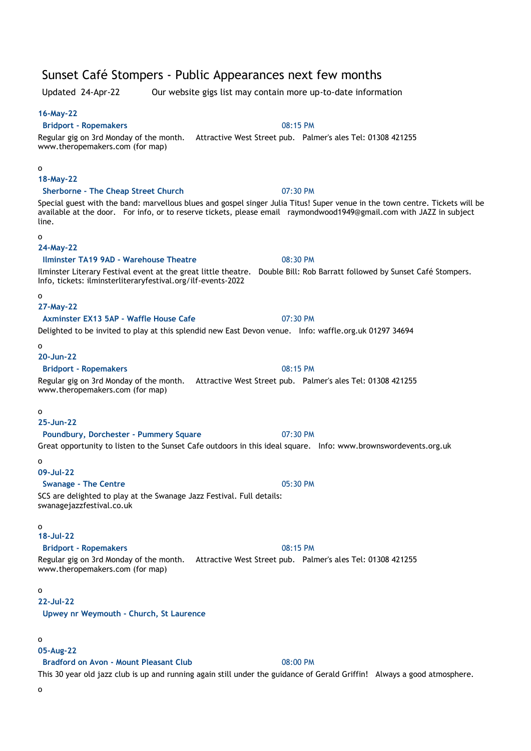# Sunset Café Stompers - Public Appearances next few months

Updated 24-Apr-22 Our website gigs list may contain more up-to-date information

**16-May-22**

**Bridport - Ropemakers** 08:15 PM

Regular gig on 3rd Monday of the month. Attractive West Street pub. Palmer's ales Tel: 01308 421255 www.theropemakers.com (for map)

o

**18-May-22**

**Sherborne - The Cheap Street Church** 07:30 PM

Special guest with the band: marvellous blues and gospel singer Julia Titus! Super venue in the town centre. Tickets will be available at the door. For info, or to reserve tickets, please email raymondwood1949@gmail.com with JAZZ in subject line.

o

**24-May-22**

**Ilminster TA19 9AD - Warehouse Theatre** 08:30 PM

Ilminster Literary Festival event at the great little theatre. Double Bill: Rob Barratt followed by Sunset Café Stompers. Info, tickets: ilminsterliteraryfestival.org/ilf-events-2022

o

**27-May-22**

**Axminster EX13 5AP - Waffle House Cafe** 07:30 PM

Delighted to be invited to play at this splendid new East Devon venue. Info: waffle.org.uk 01297 34694

o

**20-Jun-22**

**Bridport - Ropemakers** 08:15 PM

Regular gig on 3rd Monday of the month. Attractive West Street pub. Palmer's ales Tel: 01308 421255 www.theropemakers.com (for map)

o

**25-Jun-22**

**Poundbury, Dorchester - Pummery Square** 07:30 PM

Great opportunity to listen to the Sunset Cafe outdoors in this ideal square. Info: www.brownswordevents.org.uk

o

**09-Jul-22**

**Swanage - The Centre** 05:30 PM

SCS are delighted to play at the Swanage Jazz Festival. Full details: swanagejazzfestival.co.uk

o

**18-Jul-22**

**Bridport - Ropemakers** 08:15 PM

Regular gig on 3rd Monday of the month. Attractive West Street pub. Palmer's ales Tel: 01308 421255 www.theropemakers.com (for map)

o

**22-Jul-22**

**Upwey nr Weymouth - Church, St Laurence**

o

**05-Aug-22**

**Bradford on Avon - Mount Pleasant Club** 08:00 PM

This 30 year old jazz club is up and running again still under the guidance of Gerald Griffin! Always a good atmosphere.

o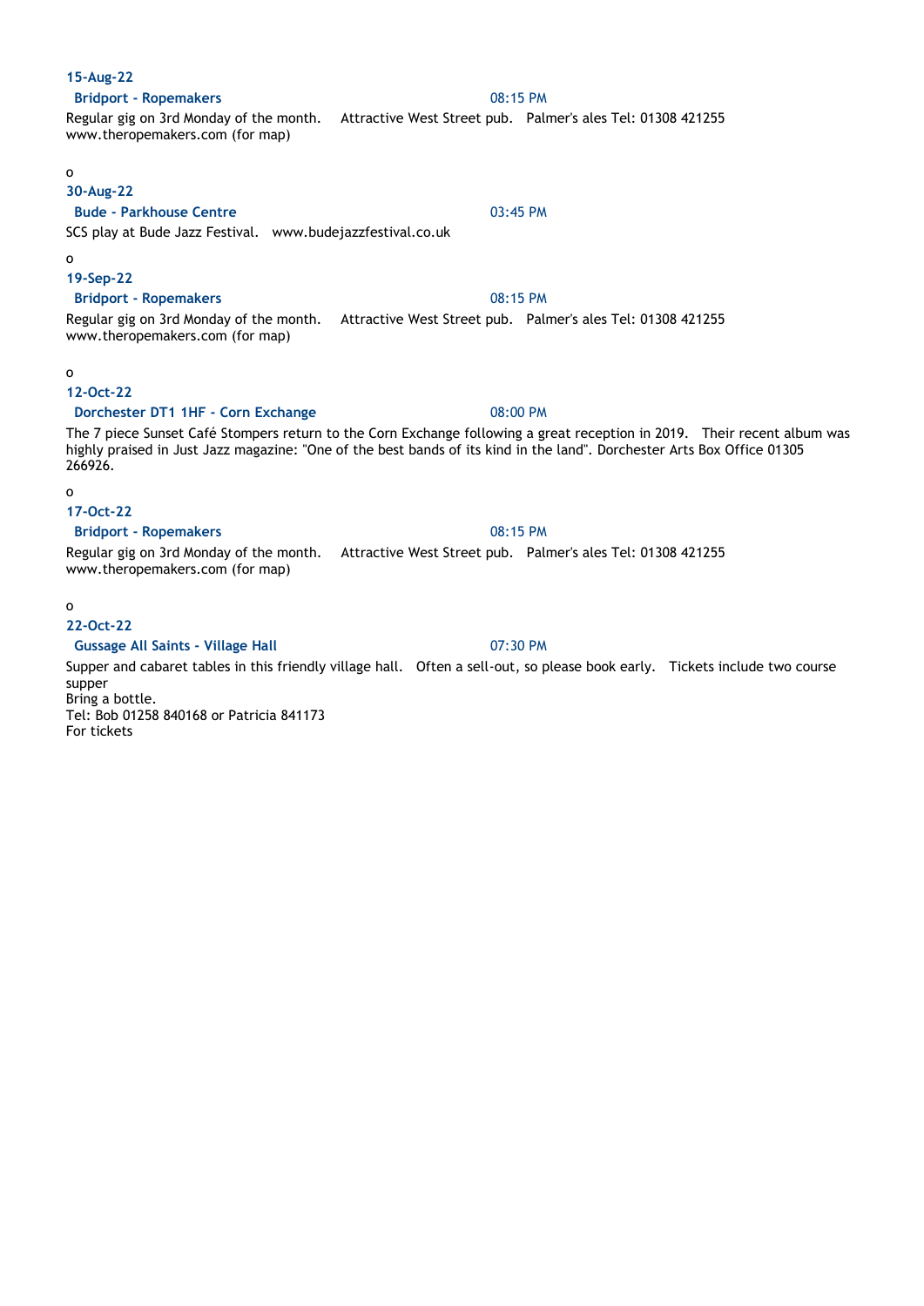**15-Aug-22**

**Bridport - Ropemakers** 08:15 PM

Regular gig on 3rd Monday of the month. Attractive West Street pub. Palmer's ales Tel: 01308 421255
www.theropemakers.com (for map)

o

**30-Aug-22**

**Bude - Parkhouse Centre** 03:45 PM

SCS play at Bude Jazz Festival. www.budejazzfestival.co.uk

o

**19-Sep-22**

**Bridport - Ropemakers** 08:15 PM

Regular gig on 3rd Monday of the month. Attractive West Street pub. Palmer's ales Tel: 01308 421255
www.theropemakers.com (for map)

o

**12-Oct-22**

**Dorchester DT1 1HF - Corn Exchange** 08:00 PM

The 7 piece Sunset Café Stompers return to the Corn Exchange following a great reception in 2019. Their recent album was highly praised in Just Jazz magazine: "One of the best bands of its kind in the land". Dorchester Arts Box Office 01305 266926.

o

**17-Oct-22**

**Bridport - Ropemakers** 08:15 PM

Regular gig on 3rd Monday of the month. Attractive West Street pub. Palmer's ales Tel: 01308 421255
www.theropemakers.com (for map)

o

**22-Oct-22**

**Gussage All Saints - Village Hall** 07:30 PM

Supper and cabaret tables in this friendly village hall. Often a sell-out, so please book early. Tickets include two course supper
Bring a bottle.
Tel: Bob 01258 840168 or Patricia 841173
For tickets